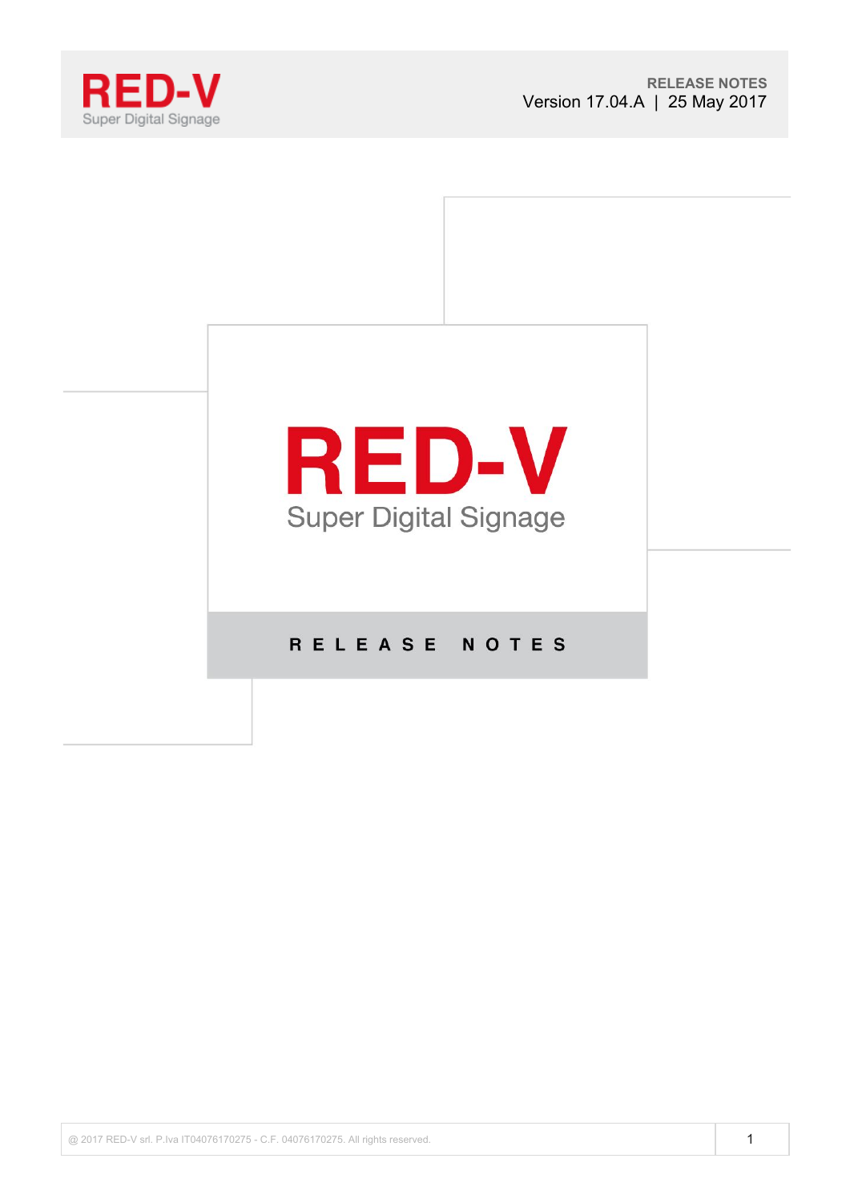# RED-V

Super Digital Signage

RELEASE NOTES

Version 17.04.A | 25 May 2017

# RED-V

Super Digital Signage

## RELEASE NOTES

@ 2017 RED-V srl. P.Iva IT04076170275 - C.F. 04076170275. All rights reserved.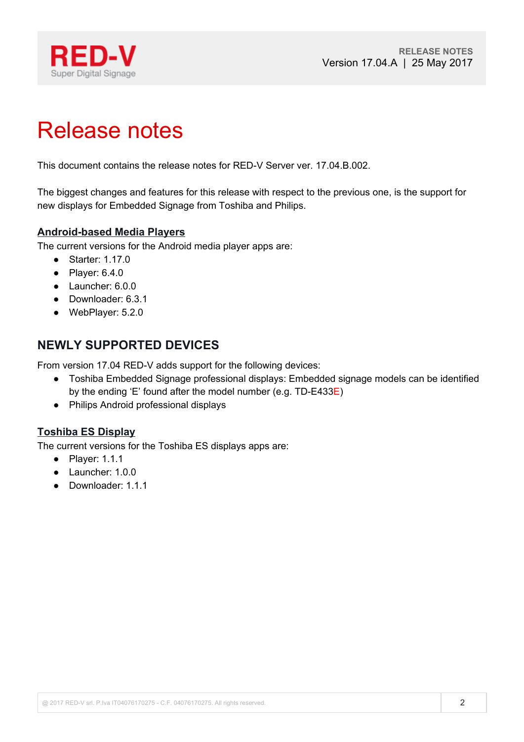# Release notes

This document contains the release notes for RED-V Server ver. 17.04.B.002.

The biggest changes and features for this release with respect to the previous one, is the support for new displays for Embedded Signage from Toshiba and Philips.

### Android-based Media Players

The current versions for the Android media player apps are:

- Starter: 1.17.0
- Player: 6.4.0
- Launcher: 6.0.0
- Downloader: 6.3.1
- WebPlayer: 5.2.0

## NEWLY SUPPORTED DEVICES

From version 17.04 RED-V adds support for the following devices:

- Toshiba Embedded Signage professional displays: Embedded signage models can be identified by the ending 'E' found after the model number (e.g. TD-E433E)
- Philips Android professional displays

### Toshiba ES Display

The current versions for the Toshiba ES displays apps are:

- Player: 1.1.1
- Launcher: 1.0.0
- Downloader: 1.1.1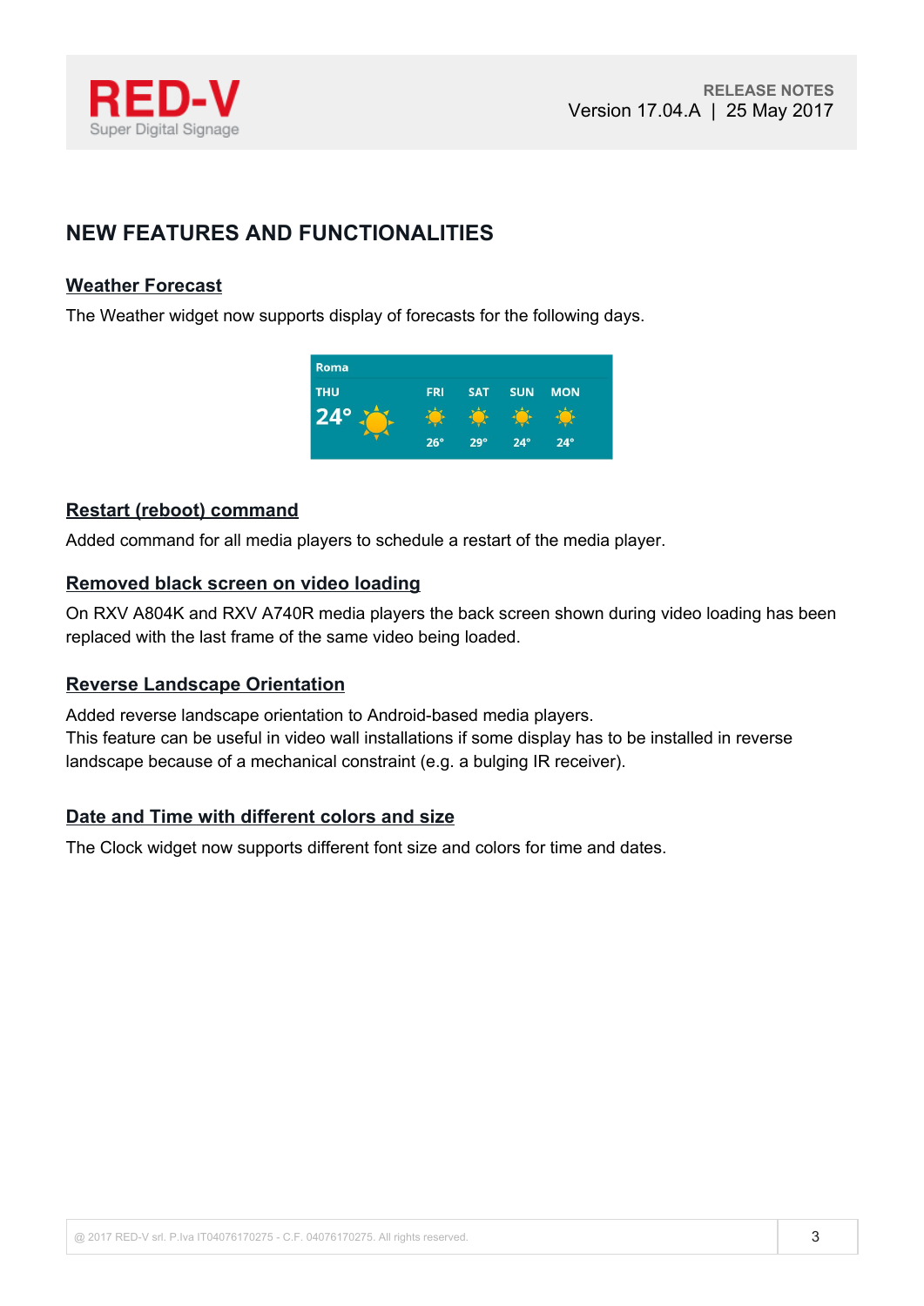## NEW FEATURES AND FUNCTIONALITIES

### Weather Forecast

The Weather widget now supports display of forecasts for the following days.

Roma

THU 24°

FRI 26°

SAT 29°

SUN 24°

MON 24°

### Restart (reboot) command

Added command for all media players to schedule a restart of the media player.

### Removed black screen on video loading

On RXV A804K and RXV A740R media players the back screen shown during video loading has been replaced with the last frame of the same video being loaded.

### Reverse Landscape Orientation

Added reverse landscape orientation to Android-based media players.
This feature can be useful in video wall installations if some display has to be installed in reverse landscape because of a mechanical constraint (e.g. a bulging IR receiver).

### Date and Time with different colors and size

The Clock widget now supports different font size and colors for time and dates.